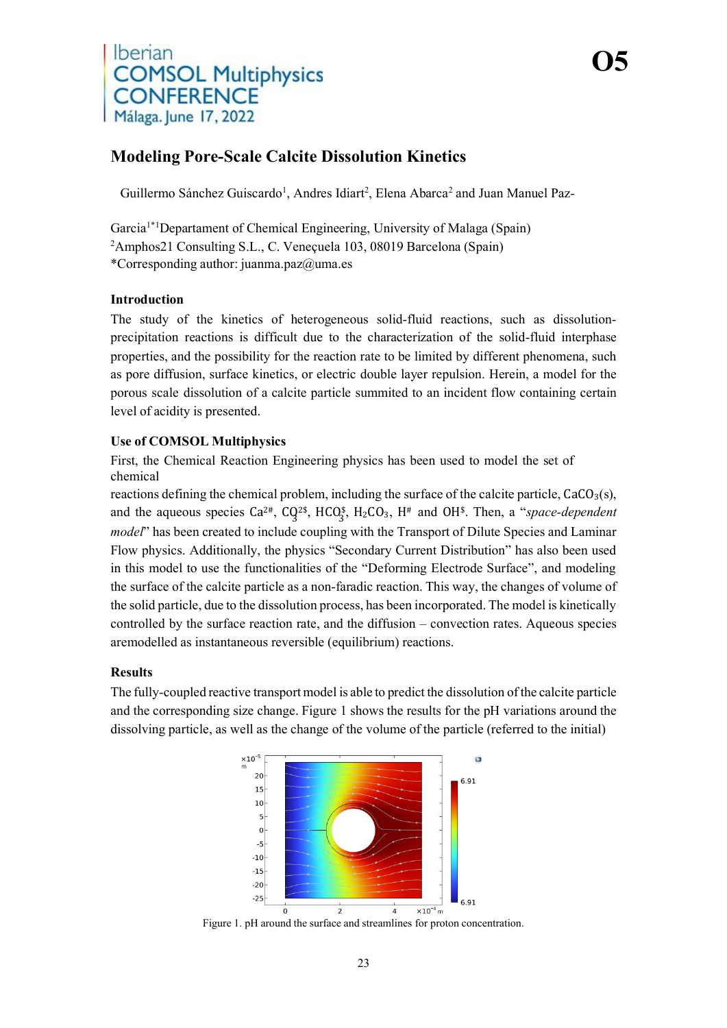# Modeling Pore-Scale Calcite Dissolution Kinetics

Guillermo Sánchez Guiscardo[1], Andres Idiart[2], Elena Abarca[2] and Juan Manuel Paz-Garcia[1*]

[1]Departament of Chemical Engineering, University of Malaga (Spain)
[2]Amphos21 Consulting S.L., C. Veneçuela 103, 08019 Barcelona (Spain)
*Corresponding author: juanma.paz@uma.es

## Introduction

The study of the kinetics of heterogeneous solid-fluid reactions, such as dissolution-precipitation reactions is difficult due to the characterization of the solid-fluid interphase properties, and the possibility for the reaction rate to be limited by different phenomena, such as pore diffusion, surface kinetics, or electric double layer repulsion. Herein, a model for the porous scale dissolution of a calcite particle summited to an incident flow containing certain level of acidity is presented.

## Use of COMSOL Multiphysics

First, the Chemical Reaction Engineering physics has been used to model the set of chemical reactions defining the chemical problem, including the surface of the calcite particle, $CaCO_3(s)$, and the aqueous species $Ca^{2+}$, $CO_3^{2-}$, $HCO_3^-$, $H_2CO_3$, $H^+$ and $OH^-$. Then, a "*space-dependent model*" has been created to include coupling with the Transport of Dilute Species and Laminar Flow physics. Additionally, the physics "Secondary Current Distribution" has also been used in this model to use the functionalities of the "Deforming Electrode Surface", and modeling the surface of the calcite particle as a non-faradic reaction. This way, the changes of volume of the solid particle, due to the dissolution process, has been incorporated. The model is kinetically controlled by the surface reaction rate, and the diffusion – convection rates. Aqueous species aremodelled as instantaneous reversible (equilibrium) reactions.

## Results

The fully-coupled reactive transport model is able to predict the dissolution of the calcite particle and the corresponding size change. Figure 1 shows the results for the pH variations around the dissolving particle, as well as the change of the volume of the particle (referred to the initial)

Figure 1. pH around the surface and streamlines for proton concentration.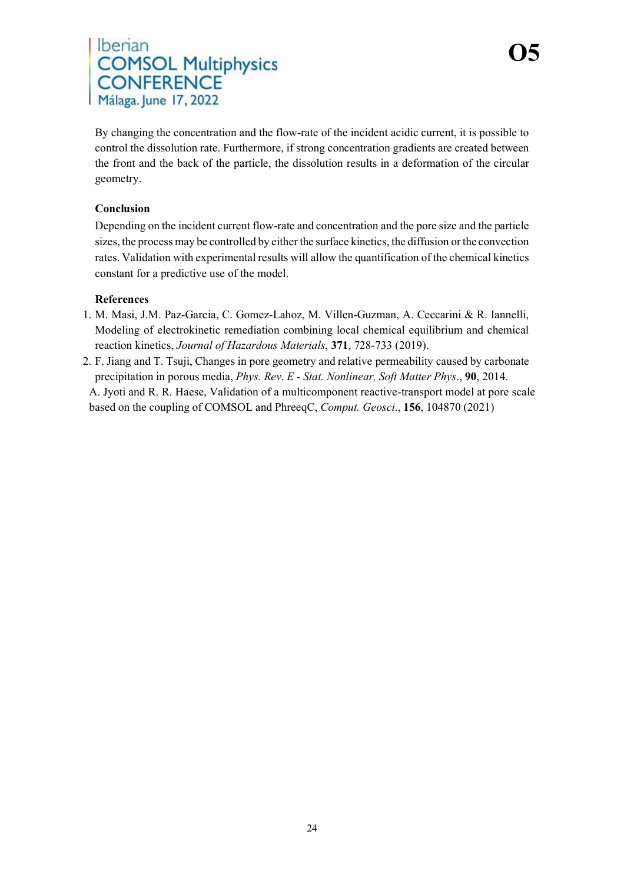By changing the concentration and the flow-rate of the incident acidic current, it is possible to control the dissolution rate. Furthermore, if strong concentration gradients are created between the front and the back of the particle, the dissolution results in a deformation of the circular geometry.

### Conclusion

Depending on the incident current flow-rate and concentration and the pore size and the particle sizes, the process may be controlled by either the surface kinetics, the diffusion or the convection rates. Validation with experimental results will allow the quantification of the chemical kinetics constant for a predictive use of the model.

### References

1. M. Masi, J.M. Paz-Garcia, C. Gomez-Lahoz, M. Villen-Guzman, A. Ceccarini & R. Iannelli, Modeling of electrokinetic remediation combining local chemical equilibrium and chemical reaction kinetics, *Journal of Hazardous Materials*, **371**, 728-733 (2019).
2. F. Jiang and T. Tsuji, Changes in pore geometry and relative permeability caused by carbonate precipitation in porous media, *Phys. Rev. E - Stat. Nonlinear, Soft Matter Phys*., **90**, 2014.

A. Jyoti and R. R. Haese, Validation of a multicomponent reactive-transport model at pore scale based on the coupling of COMSOL and PhreeqC, *Comput. Geosci*., **156**, 104870 (2021)